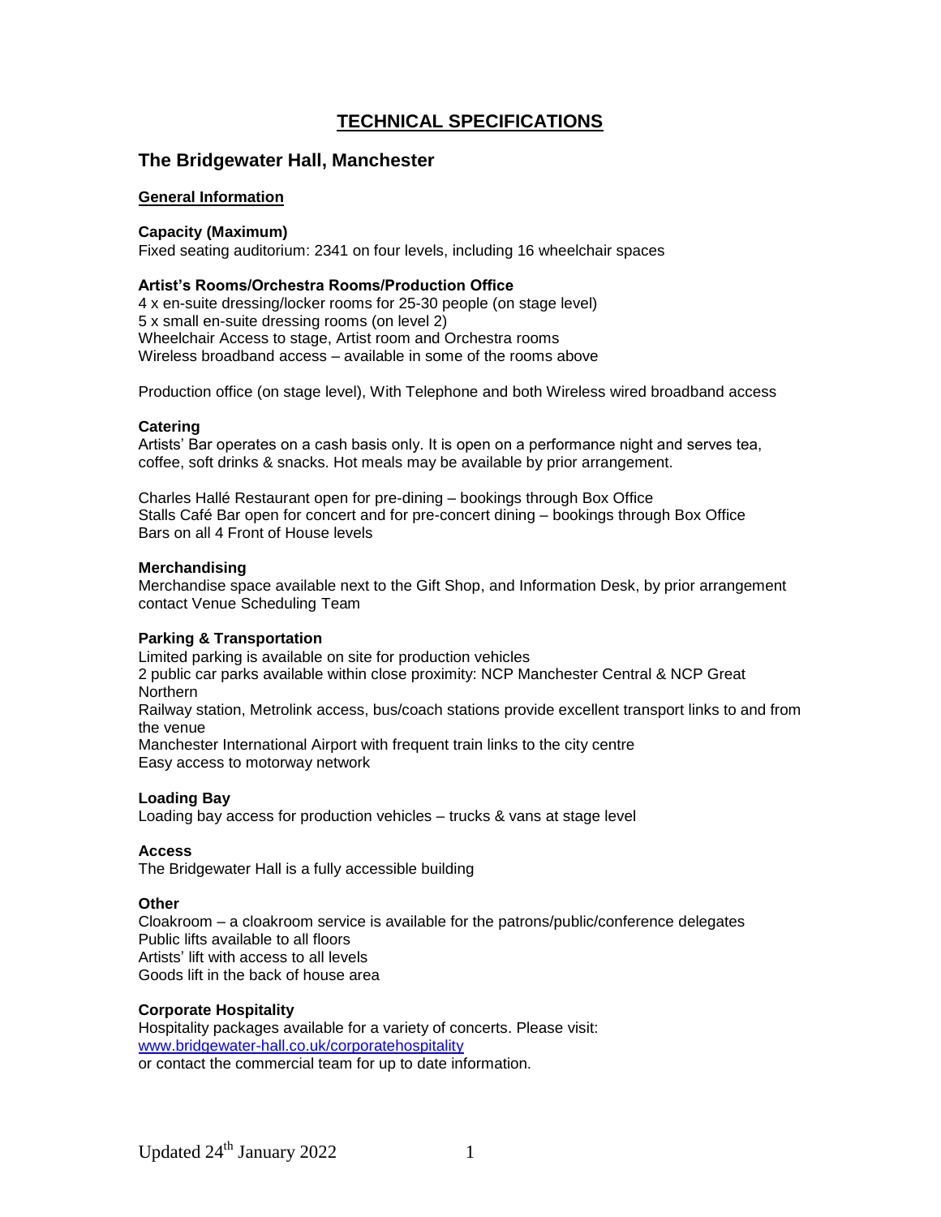# TECHNICAL SPECIFICATIONS

## The Bridgewater Hall, Manchester

### General Information

**Capacity (Maximum)**
Fixed seating auditorium: 2341 on four levels, including 16 wheelchair spaces

**Artist's Rooms/Orchestra Rooms/Production Office**
4 x en-suite dressing/locker rooms for 25-30 people (on stage level)
5 x small en-suite dressing rooms (on level 2)
Wheelchair Access to stage, Artist room and Orchestra rooms
Wireless broadband access – available in some of the rooms above

Production office (on stage level), With Telephone and both Wireless wired broadband access

**Catering**
Artists' Bar operates on a cash basis only. It is open on a performance night and serves tea, coffee, soft drinks & snacks. Hot meals may be available by prior arrangement.

Charles Hallé Restaurant open for pre-dining – bookings through Box Office
Stalls Café Bar open for concert and for pre-concert dining – bookings through Box Office
Bars on all 4 Front of House levels

**Merchandising**
Merchandise space available next to the Gift Shop, and Information Desk, by prior arrangement contact Venue Scheduling Team

**Parking & Transportation**
Limited parking is available on site for production vehicles
2 public car parks available within close proximity: NCP Manchester Central & NCP Great Northern
Railway station, Metrolink access, bus/coach stations provide excellent transport links to and from the venue
Manchester International Airport with frequent train links to the city centre
Easy access to motorway network

**Loading Bay**
Loading bay access for production vehicles – trucks & vans at stage level

**Access**
The Bridgewater Hall is a fully accessible building

**Other**
Cloakroom – a cloakroom service is available for the patrons/public/conference delegates
Public lifts available to all floors
Artists' lift with access to all levels
Goods lift in the back of house area

**Corporate Hospitality**
Hospitality packages available for a variety of concerts. Please visit:
www.bridgewater-hall.co.uk/corporatehospitality
or contact the commercial team for up to date information.

Updated 24th January 2022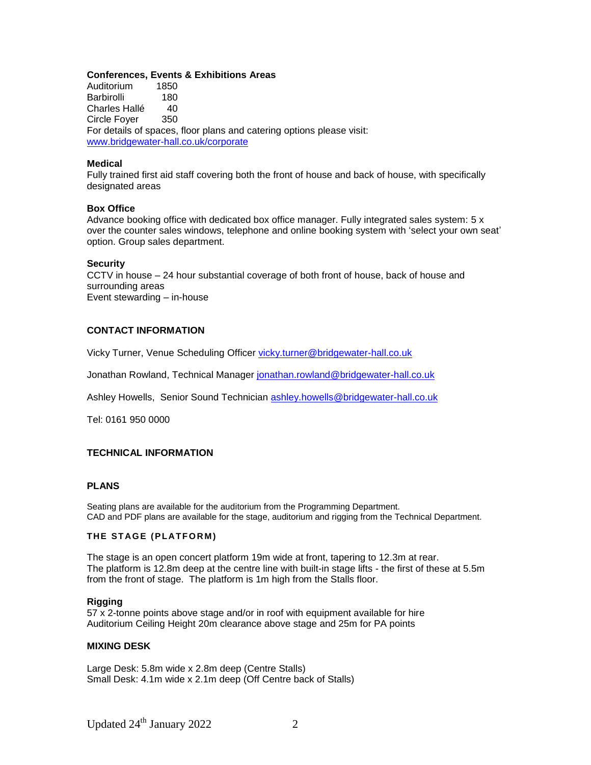**Conferences, Events & Exhibitions Areas**

| | |
|---|---|
| Auditorium | 1850 |
| Barbirolli | 180 |
| Charles Hallé | 40 |
| Circle Foyer | 350 |

For details of spaces, floor plans and catering options please visit:
www.bridgewater-hall.co.uk/corporate

**Medical**
Fully trained first aid staff covering both the front of house and back of house, with specifically designated areas

**Box Office**
Advance booking office with dedicated box office manager. Fully integrated sales system: 5 x over the counter sales windows, telephone and online booking system with 'select your own seat' option. Group sales department.

**Security**
CCTV in house – 24 hour substantial coverage of both front of house, back of house and surrounding areas
Event stewarding – in-house

## CONTACT INFORMATION

Vicky Turner, Venue Scheduling Officer vicky.turner@bridgewater-hall.co.uk

Jonathan Rowland, Technical Manager jonathan.rowland@bridgewater-hall.co.uk

Ashley Howells, Senior Sound Technician ashley.howells@bridgewater-hall.co.uk

Tel: 0161 950 0000

## TECHNICAL INFORMATION

### PLANS

Seating plans are available for the auditorium from the Programming Department.
CAD and PDF plans are available for the stage, auditorium and rigging from the Technical Department.

### THE STAGE (PLATFORM)

The stage is an open concert platform 19m wide at front, tapering to 12.3m at rear.
The platform is 12.8m deep at the centre line with built-in stage lifts - the first of these at 5.5m from the front of stage. The platform is 1m high from the Stalls floor.

**Rigging**
57 x 2-tonne points above stage and/or in roof with equipment available for hire
Auditorium Ceiling Height 20m clearance above stage and 25m for PA points

### MIXING DESK

Large Desk: 5.8m wide x 2.8m deep (Centre Stalls)
Small Desk: 4.1m wide x 2.1m deep (Off Centre back of Stalls)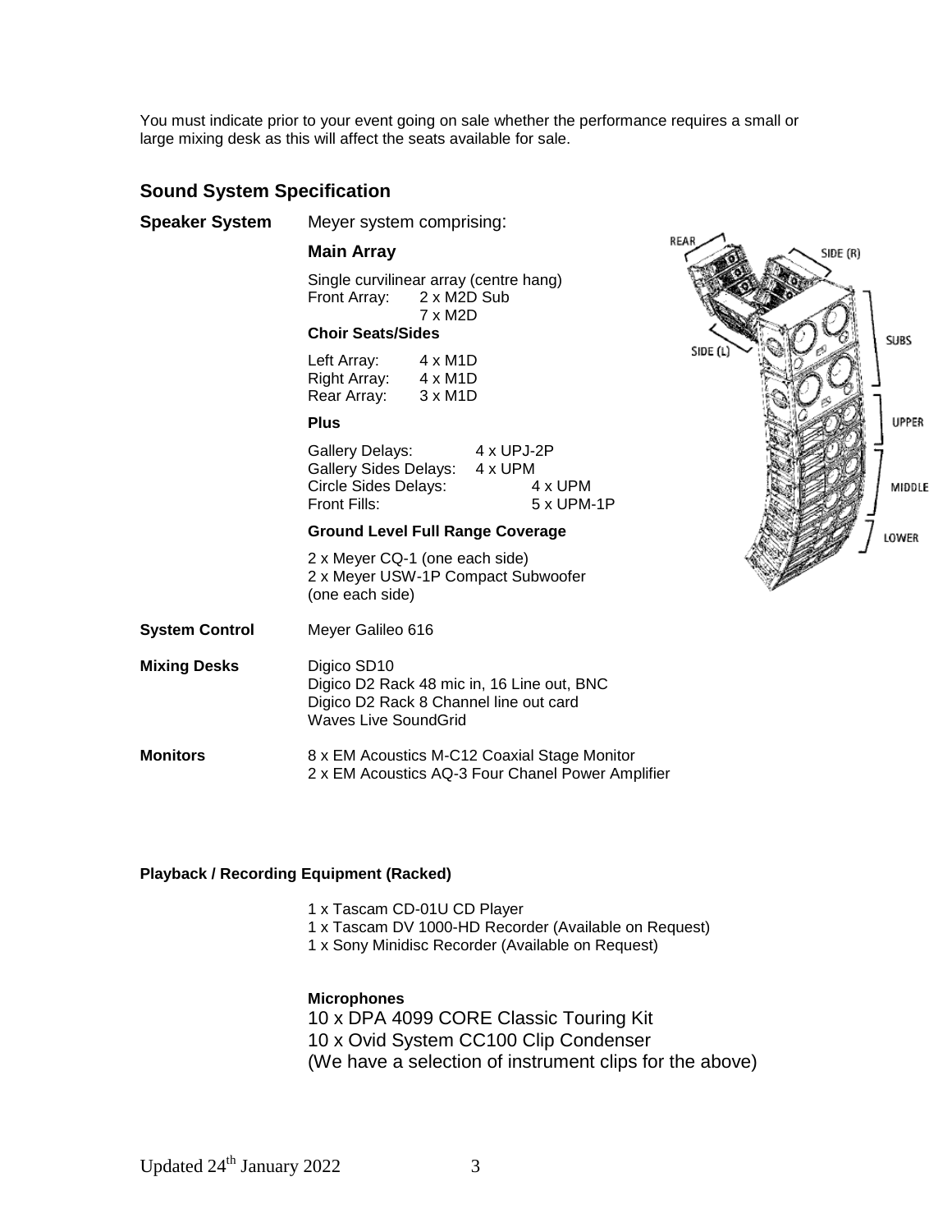You must indicate prior to your event going on sale whether the performance requires a small or large mixing desk as this will affect the seats available for sale.

## Sound System Specification

**Speaker System** Meyer system comprising:

### Main Array

Single curvilinear array (centre hang)

Front Array: 2 x M2D Sub
7 x M2D

**Choir Seats/Sides**

Left Array: 4 x M1D
Right Array: 4 x M1D
Rear Array: 3 x M1D

**Plus**

Gallery Delays: 4 x UPJ-2P
Gallery Sides Delays: 4 x UPM
Circle Sides Delays: 4 x UPM
Front Fills: 5 x UPM-1P

**Ground Level Full Range Coverage**

2 x Meyer CQ-1 (one each side)
2 x Meyer USW-1P Compact Subwoofer (one each side)

**System Control** Meyer Galileo 616

**Mixing Desks** Digico SD10
Digico D2 Rack 48 mic in, 16 Line out, BNC
Digico D2 Rack 8 Channel line out card
Waves Live SoundGrid

**Monitors** 8 x EM Acoustics M-C12 Coaxial Stage Monitor
2 x EM Acoustics AQ-3 Four Chanel Power Amplifier

**Playback / Recording Equipment (Racked)**

1 x Tascam CD-01U CD Player
1 x Tascam DV 1000-HD Recorder (Available on Request)
1 x Sony Minidisc Recorder (Available on Request)

**Microphones**

10 x DPA 4099 CORE Classic Touring Kit
10 x Ovid System CC100 Clip Condenser
(We have a selection of instrument clips for the above)

Updated 24th January 2022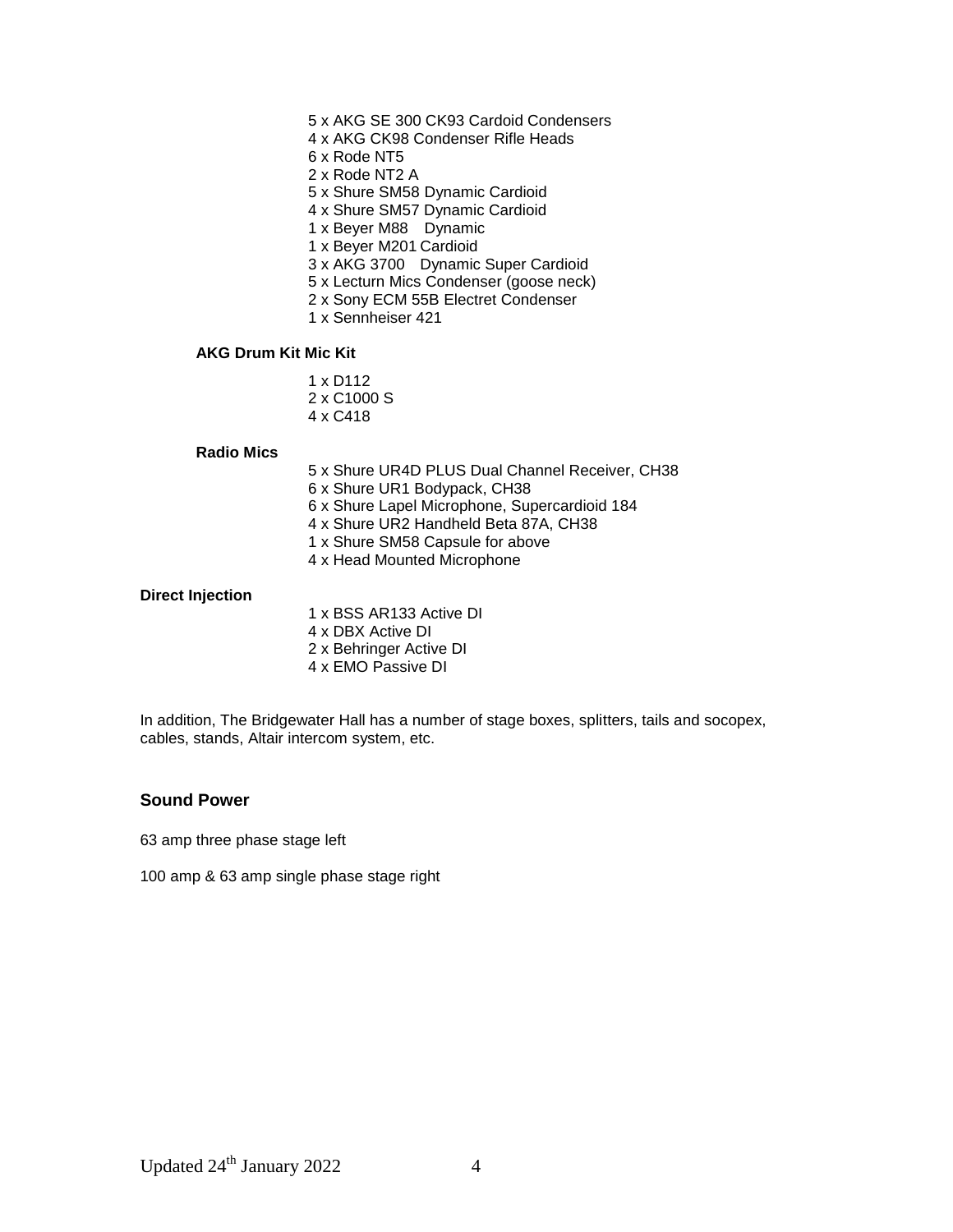- 5 x AKG SE 300 CK93 Cardoid Condensers
- 4 x AKG CK98 Condenser Rifle Heads
- 6 x Rode NT5
- 2 x Rode NT2 A
- 5 x Shure SM58 Dynamic Cardioid
- 4 x Shure SM57 Dynamic Cardioid
- 1 x Beyer M88 Dynamic
- 1 x Beyer M201 Cardioid
- 3 x AKG 3700 Dynamic Super Cardioid
- 5 x Lecturn Mics Condenser (goose neck)
- 2 x Sony ECM 55B Electret Condenser
- 1 x Sennheiser 421

**AKG Drum Kit Mic Kit**

- 1 x D112
- 2 x C1000 S
- 4 x C418

**Radio Mics**

- 5 x Shure UR4D PLUS Dual Channel Receiver, CH38
- 6 x Shure UR1 Bodypack, CH38
- 6 x Shure Lapel Microphone, Supercardioid 184
- 4 x Shure UR2 Handheld Beta 87A, CH38
- 1 x Shure SM58 Capsule for above
- 4 x Head Mounted Microphone

**Direct Injection**

- 1 x BSS AR133 Active DI
- 4 x DBX Active DI
- 2 x Behringer Active DI
- 4 x EMO Passive DI

In addition, The Bridgewater Hall has a number of stage boxes, splitters, tails and socopex, cables, stands, Altair intercom system, etc.

## Sound Power

63 amp three phase stage left

100 amp & 63 amp single phase stage right

Updated 24th January 2022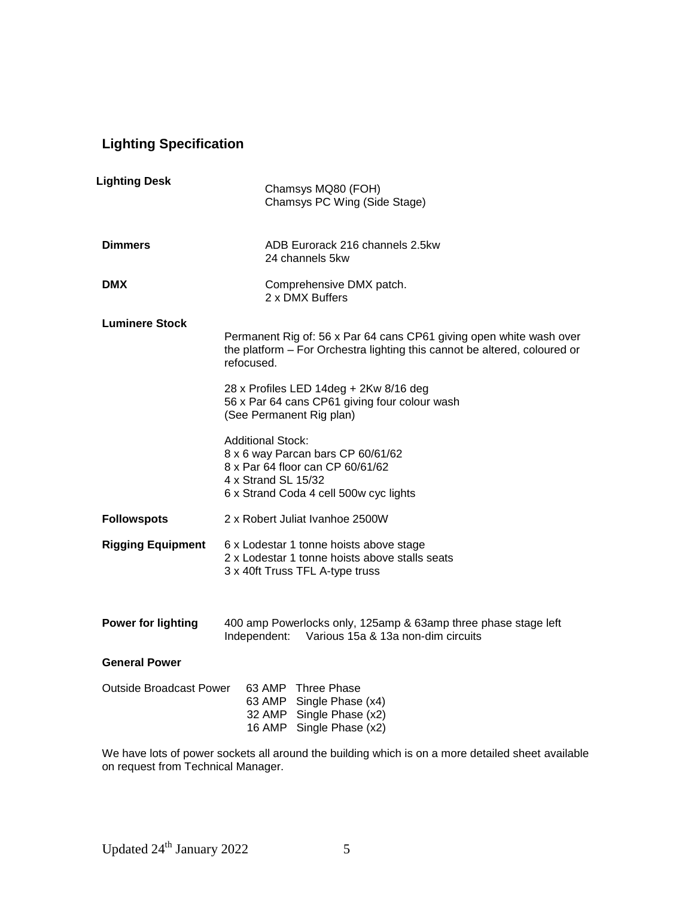## Lighting Specification

**Lighting Desk**

Chamsys MQ80 (FOH)
Chamsys PC Wing (Side Stage)

**Dimmers**

ADB Eurorack 216 channels 2.5kw
24 channels 5kw

**DMX**

Comprehensive DMX patch.
2 x DMX Buffers

**Luminere Stock**

Permanent Rig of: 56 x Par 64 cans CP61 giving open white wash over the platform – For Orchestra lighting this cannot be altered, coloured or refocused.

28 x Profiles LED 14deg + 2Kw 8/16 deg
56 x Par 64 cans CP61 giving four colour wash
(See Permanent Rig plan)

Additional Stock:
8 x 6 way Parcan bars CP 60/61/62
8 x Par 64 floor can CP 60/61/62
4 x Strand SL 15/32
6 x Strand Coda 4 cell 500w cyc lights

**Followspots**

2 x Robert Juliat Ivanhoe 2500W

**Rigging Equipment**

6 x Lodestar 1 tonne hoists above stage
2 x Lodestar 1 tonne hoists above stalls seats
3 x 40ft Truss TFL A-type truss

**Power for lighting**

400 amp Powerlocks only, 125amp & 63amp three phase stage left
Independent: Various 15a & 13a non-dim circuits

**General Power**

Outside Broadcast Power

63 AMP Three Phase
63 AMP Single Phase (x4)
32 AMP Single Phase (x2)
16 AMP Single Phase (x2)

We have lots of power sockets all around the building which is on a more detailed sheet available on request from Technical Manager.

Updated 24th January 2022